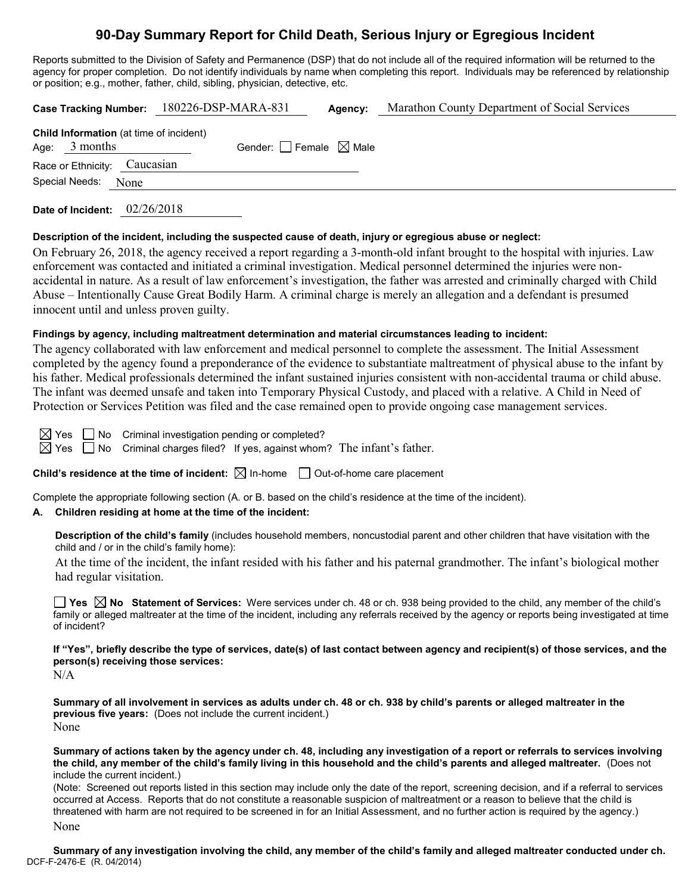# 90-Day Summary Report for Child Death, Serious Injury or Egregious Incident

Reports submitted to the Division of Safety and Permanence (DSP) that do not include all of the required information will be returned to the agency for proper completion. Do not identify individuals by name when completing this report. Individuals may be referenced by relationship or position; e.g., mother, father, child, sibling, physician, detective, etc.

**Case Tracking Number:** 180226-DSP-MARA-831 **Agency:** Marathon County Department of Social Services

**Child Information** (at time of incident)
Age: 3 months Gender: ☐ Female ☒ Male
Race or Ethnicity: Caucasian
Special Needs: None

**Date of Incident:** 02/26/2018

**Description of the incident, including the suspected cause of death, injury or egregious abuse or neglect:**

On February 26, 2018, the agency received a report regarding a 3-month-old infant brought to the hospital with injuries. Law enforcement was contacted and initiated a criminal investigation. Medical personnel determined the injuries were non-accidental in nature. As a result of law enforcement's investigation, the father was arrested and criminally charged with Child Abuse – Intentionally Cause Great Bodily Harm. A criminal charge is merely an allegation and a defendant is presumed innocent until and unless proven guilty.

**Findings by agency, including maltreatment determination and material circumstances leading to incident:**

The agency collaborated with law enforcement and medical personnel to complete the assessment. The Initial Assessment completed by the agency found a preponderance of the evidence to substantiate maltreatment of physical abuse to the infant by his father. Medical professionals determined the infant sustained injuries consistent with non-accidental trauma or child abuse. The infant was deemed unsafe and taken into Temporary Physical Custody, and placed with a relative. A Child in Need of Protection or Services Petition was filed and the case remained open to provide ongoing case management services.

☒ Yes ☐ No Criminal investigation pending or completed?
☒ Yes ☐ No Criminal charges filed? If yes, against whom? The infant's father.

**Child's residence at the time of incident:** ☒ In-home ☐ Out-of-home care placement

Complete the appropriate following section (A. or B. based on the child's residence at the time of the incident).

**A. Children residing at home at the time of the incident:**

**Description of the child's family** (includes household members, noncustodial parent and other children that have visitation with the child and / or in the child's family home):

At the time of the incident, the infant resided with his father and his paternal grandmother. The infant's biological mother had regular visitation.

☐ **Yes** ☒ **No Statement of Services:** Were services under ch. 48 or ch. 938 being provided to the child, any member of the child's family or alleged maltreater at the time of the incident, including any referrals received by the agency or reports being investigated at time of incident?

**If "Yes", briefly describe the type of services, date(s) of last contact between agency and recipient(s) of those services, and the person(s) receiving those services:**

N/A

**Summary of all involvement in services as adults under ch. 48 or ch. 938 by child's parents or alleged maltreater in the previous five years:** (Does not include the current incident.)

None

**Summary of actions taken by the agency under ch. 48, including any investigation of a report or referrals to services involving the child, any member of the child's family living in this household and the child's parents and alleged maltreater.** (Does not include the current incident.)

(Note: Screened out reports listed in this section may include only the date of the report, screening decision, and if a referral to services occurred at Access. Reports that do not constitute a reasonable suspicion of maltreatment or a reason to believe that the child is threatened with harm are not required to be screened in for an Initial Assessment, and no further action is required by the agency.)

None

**Summary of any investigation involving the child, any member of the child's family and alleged maltreater conducted under ch.**

DCF-F-2476-E (R. 04/2014)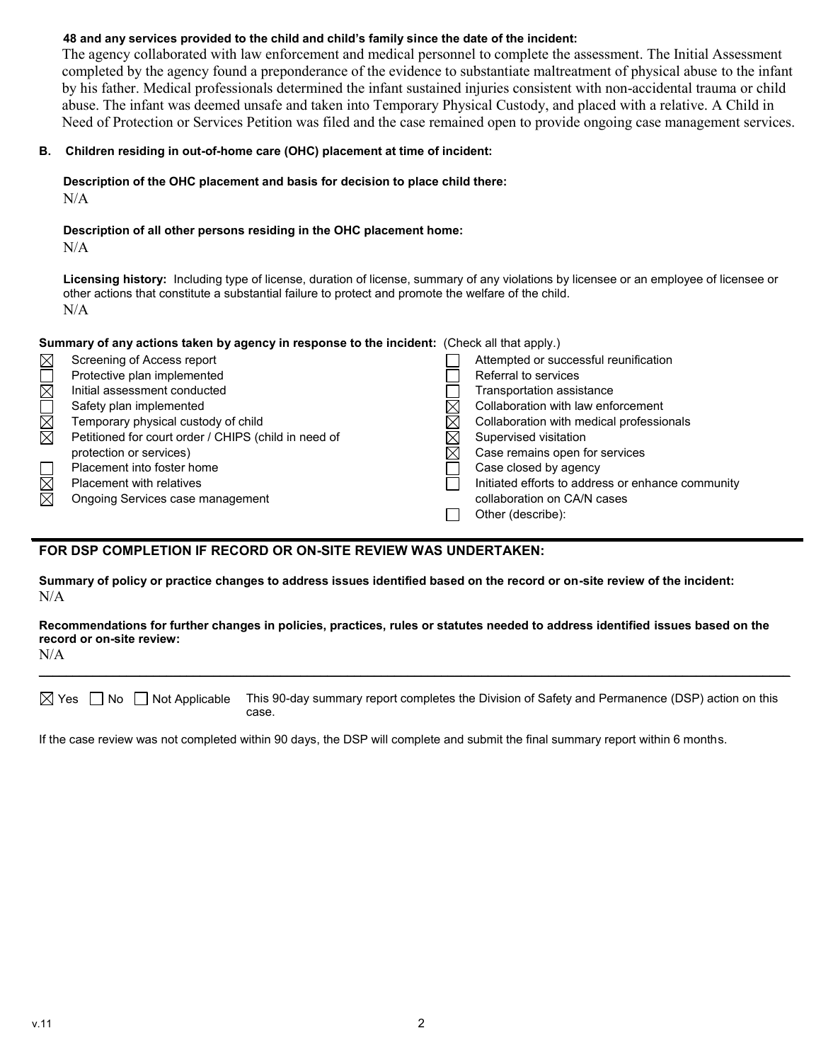**48 and any services provided to the child and child's family since the date of the incident:**

The agency collaborated with law enforcement and medical personnel to complete the assessment. The Initial Assessment completed by the agency found a preponderance of the evidence to substantiate maltreatment of physical abuse to the infant by his father. Medical professionals determined the infant sustained injuries consistent with non-accidental trauma or child abuse. The infant was deemed unsafe and taken into Temporary Physical Custody, and placed with a relative. A Child in Need of Protection or Services Petition was filed and the case remained open to provide ongoing case management services.

**B. Children residing in out-of-home care (OHC) placement at time of incident:**

**Description of the OHC placement and basis for decision to place child there:**
N/A

**Description of all other persons residing in the OHC placement home:**
N/A

**Licensing history:** Including type of license, duration of license, summary of any violations by licensee or an employee of licensee or other actions that constitute a substantial failure to protect and promote the welfare of the child.
N/A

**Summary of any actions taken by agency in response to the incident:** (Check all that apply.)

- ☒ Screening of Access report
- ☐ Protective plan implemented
- ☒ Initial assessment conducted
- ☐ Safety plan implemented
- ☒ Temporary physical custody of child
- ☒ Petitioned for court order / CHIPS (child in need of protection or services)
- ☐ Placement into foster home
- ☒ Placement with relatives
- ☒ Ongoing Services case management
- ☐ Attempted or successful reunification
- ☐ Referral to services
- ☐ Transportation assistance
- ☒ Collaboration with law enforcement
- ☒ Collaboration with medical professionals
- ☒ Supervised visitation
- ☒ Case remains open for services
- ☐ Case closed by agency
- ☐ Initiated efforts to address or enhance community collaboration on CA/N cases
- ☐ Other (describe):

## FOR DSP COMPLETION IF RECORD OR ON-SITE REVIEW WAS UNDERTAKEN:

**Summary of policy or practice changes to address issues identified based on the record or on-site review of the incident:**
N/A

**Recommendations for further changes in policies, practices, rules or statutes needed to address identified issues based on the record or on-site review:**
N/A

---

☒ Yes ☐ No ☐ Not Applicable This 90-day summary report completes the Division of Safety and Permanence (DSP) action on this case.

If the case review was not completed within 90 days, the DSP will complete and submit the final summary report within 6 months.

v.11